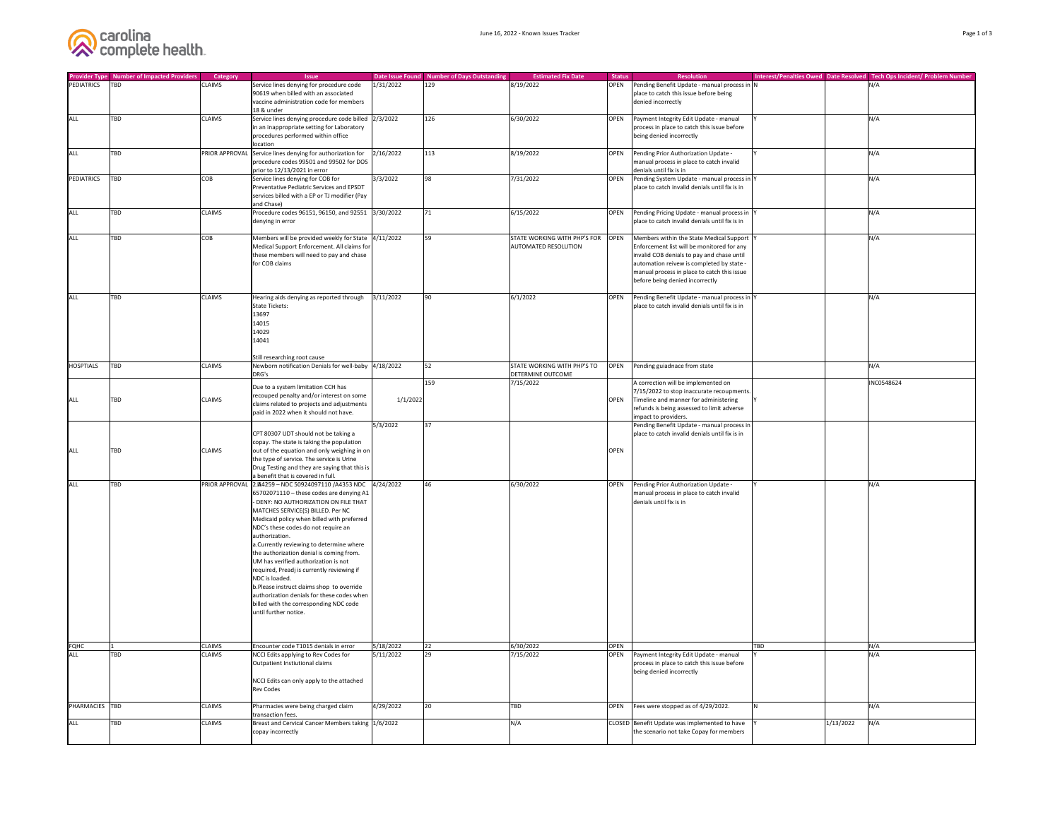| Provider Type | Number of Impacted Providers | Category | Issue | Date Issue Found | Number of Days Outstanding | Estimated Fix Date | Status | Resolution | Interest/Penalties Owed | Date Resolved | Tech Ops Incident/ Problem Number |
|---|---|---|---|---|---|---|---|---|---|---|---|
| PEDIATRICS | TBD | CLAIMS | Service lines denying for procedure code 90619 when billed with an associated vaccine administration code for members 18 & under | 1/31/2022 | 129 | 8/19/2022 | OPEN | Pending Benefit Update - manual process in place to catch this issue before being denied incorrectly | N | | N/A |
| ALL | TBD | CLAIMS | Service lines denying procedure code billed in an inappropriate setting for Laboratory procedures performed within office location | 2/3/2022 | 126 | 6/30/2022 | OPEN | Payment Integrity Edit Update - manual process in place to catch this issue before being denied incorrectly | Y | | N/A |
| ALL | TBD | PRIOR APPROVAL | Service lines denying for authorization for procedure codes 99501 and 99502 for DOS prior to 12/13/2021 in error | 2/16/2022 | 113 | 8/19/2022 | OPEN | Pending Prior Authorization Update - manual process in place to catch invalid denials until fix is in | Y | | N/A |
| PEDIATRICS | TBD | COB | Service lines denying for COB for Preventative Pediatric Services and EPSDT services billed with a EP or TJ modifier (Pay and Chase) | 3/3/2022 | 98 | 7/31/2022 | OPEN | Pending System Update - manual process in place to catch invalid denials until fix is in | Y | | N/A |
| ALL | TBD | CLAIMS | Procedure codes 96151, 96150, and 92551 denying in error | 3/30/2022 | 71 | 6/15/2022 | OPEN | Pending Pricing Update - manual process in place to catch invalid denials until fix is in | Y | | N/A |
| ALL | TBD | COB | Members will be provided weekly for State Medical Support Enforcement. All claims for these members will need to pay and chase for COB claims | 4/11/2022 | 59 | STATE WORKING WITH PHP'S FOR AUTOMATED RESOLUTION | OPEN | Members within the State Medical Support Enforcement list will be monitored for any invalid COB denials to pay and chase until automation reivew is completed by state - manual process in place to catch this issue before being denied incorrectly | Y | | N/A |
| ALL | TBD | CLAIMS | Hearing aids denying as reported through State Tickets:<br>13697<br>14015<br>14029<br>14041<br><br>Still researching root cause | 3/11/2022 | 90 | 6/1/2022 | OPEN | Pending Benefit Update - manual process in place to catch invalid denials until fix is in | Y | | N/A |
| HOSPTIALS | TBD | CLAIMS | Newborn notification Denials for well-baby DRG's | 4/18/2022 | 52 | STATE WORKING WITH PHP'S TO DETERMINE OUTCOME | OPEN | Pending guiadnace from state | | | N/A |
| ALL | TBD | CLAIMS | Due to a system limitation CCH has recouped penalty and/or interest on some claims related to projects and adjustments paid in 2022 when it should not have. | 1/1/2022 | 159 | 7/15/2022 | OPEN | A correction will be implemented on 7/15/2022 to stop inaccurate recoupments. Timeline and manner for administering refunds is being assessed to limit adverse impact to providers. | Y | | INC0548624 |
| ALL | TBD | CLAIMS | CPT 80307 UDT should not be taking a copay. The state is taking the population out of the equation and only weighing in on the type of service. The service is Urine Drug Testing and they are saying that this is a benefit that is covered in full. | 5/3/2022 | 37 | | OPEN | Pending Benefit Update - manual process in place to catch invalid denials until fix is in | | | |
| ALL | TBD | PRIOR APPROVAL | 2.A4259 – NDC 50924097110 /A4353 NDC 6570207110 – these codes are denying A1 - DENY: NO AUTHORIZATION ON FILE THAT MATCHES SERVICE(S) BILLED. Per NC Medicaid policy when billed with preferred NDC's these codes do not require an authorization.<br>a.Currently reviewing to determine where the authorization denial is coming from. UM has verified authorization is not required, Preadj is currently reviewing if NDC is loaded.<br>b.Please instruct claims shop to override authorization denials for these codes when billed with the corresponding NDC code until further notice. | 4/24/2022 | 46 | 6/30/2022 | OPEN | Pending Prior Authorization Update - manual process in place to catch invalid denials until fix is in | Y | | N/A |
| FQHC | 1 | CLAIMS | Encounter code T1015 denials in error | 5/18/2022 | 22 | 6/30/2022 | OPEN | | TBD | | N/A |
| ALL | TBD | CLAIMS | NCCI Edits applying to Rev Codes for Outpatient Instiutional claims<br><br>NCCI Edits can only apply to the attached Rev Codes | 5/11/2022 | 29 | 7/15/2022 | OPEN | Payment Integrity Edit Update - manual process in place to catch this issue before being denied incorrectly | Y | | N/A |
| PHARMACIES | TBD | CLAIMS | Pharmacies were being charged claim transaction fees. | 4/29/2022 | 20 | TBD | OPEN | Fees were stopped as of 4/29/2022. | N | | N/A |
| ALL | TBD | CLAIMS | Breast and Cervical Cancer Members taking copay incorrectly | 1/6/2022 | | N/A | CLOSED | Benefit Update was implemented to have the scenario not take Copay for members | Y | 1/13/2022 | N/A |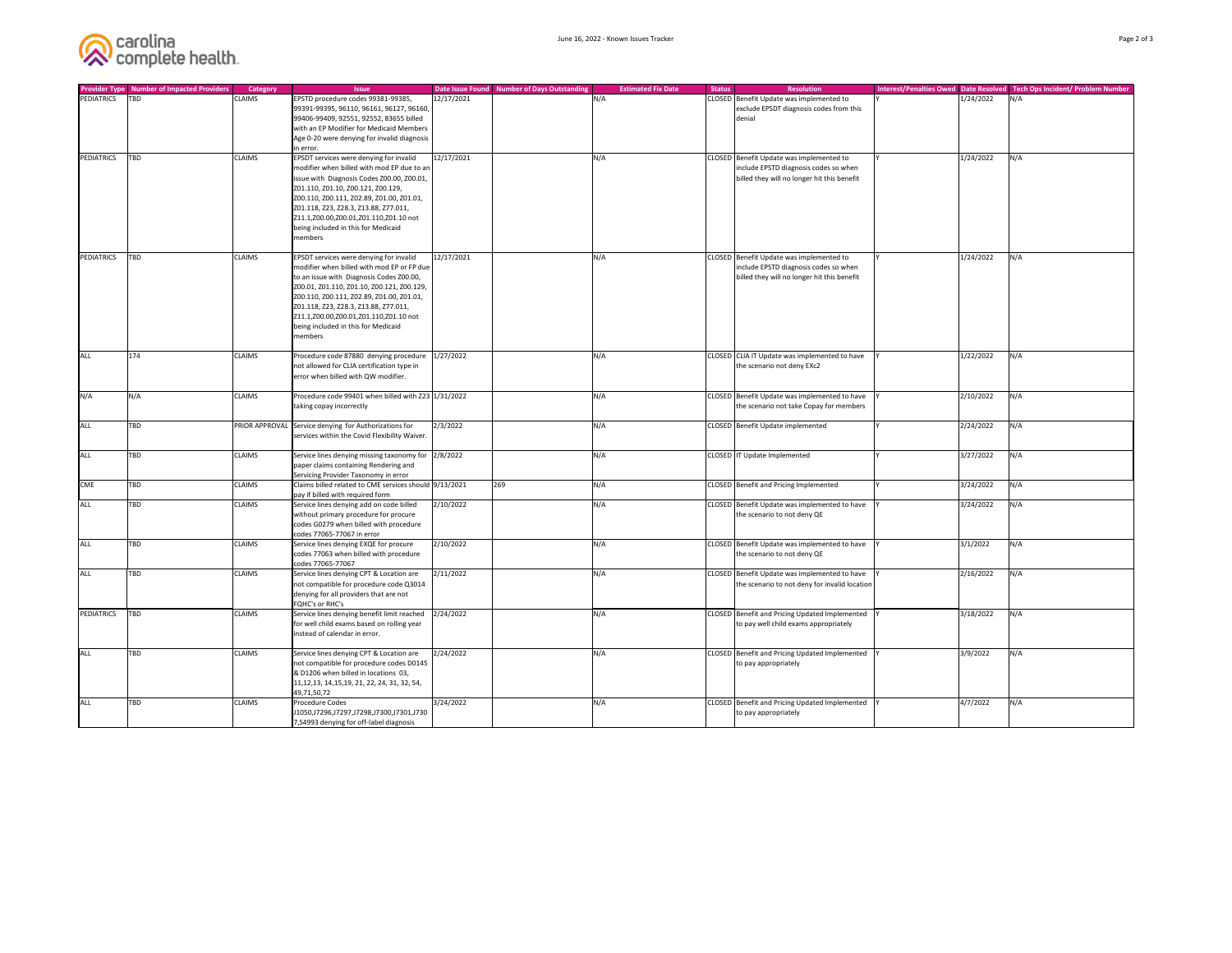| Provider Type | Number of Impacted Providers | Category | Issue | Date Issue Found | Number of Days Outstanding | Estimated Fix Date | Status | Resolution | Interest/Penalties Owed | Date Resolved | Tech Ops Incident/ Problem Number |
|---|---|---|---|---|---|---|---|---|---|---|---|
| PEDIATRICS | TBD | CLAIMS | EPSTD procedure codes 99381-99385, 99391-99395, 96110, 96161, 96127, 96160, 99406-99409, 92551, 92552, 83655 billed with an EP Modifier for Medicaid Members Age 0-20 were denying for invalid diagnosis in error. | 12/17/2021 | | N/A | CLOSED | Benefit Update was implemented to exclude EPSDT diagnosis codes from this denial | Y | 1/24/2022 | N/A |
| PEDIATRICS | TBD | CLAIMS | EPSDT services were denying for invalid modifier when billed with mod EP due to an issue with Diagnosis Codes Z00.00, Z00.01, Z01.110, Z01.10, Z00.121, Z00.129, Z00.110, Z00.111, Z02.89, Z01.00, Z01.01, Z01.118, Z23, Z28.3, Z13.88, Z77.011, Z11.1,Z00.00,Z00.01,Z01.110,Z01.10 not being included in this for Medicaid members | 12/17/2021 | | N/A | CLOSED | Benefit Update was implemented to include EPSTD diagnosis codes so when billed they will no longer hit this benefit | Y | 1/24/2022 | N/A |
| PEDIATRICS | TBD | CLAIMS | EPSDT services were denying for invalid modifier when billed with mod EP or FP due to an issue with Diagnosis Codes Z00.00, Z00.01, Z01.110, Z01.10, Z00.121, Z00.129, Z00.110, Z00.111, Z02.89, Z01.00, Z01.01, Z01.118, Z23, Z28.3, Z13.88, Z77.011, Z11.1,Z00.00,Z00.01,Z01.110,Z01.10 not being included in this for Medicaid members | 12/17/2021 | | N/A | CLOSED | Benefit Update was implemented to include EPSTD diagnosis codes so when billed they will no longer hit this benefit | Y | 1/24/2022 | N/A |
| ALL | 174 | CLAIMS | Procedure code 87880 denying procedure not allowed for CLIA certification type in error when billed with QW modifier. | 1/27/2022 | | N/A | CLOSED | CLIA IT Update was implemented to have the scenario not deny EXc2 | Y | 1/22/2022 | N/A |
| N/A | N/A | CLAIMS | Procedure code 99401 when billed with Z23 taking copay incorrectly | 1/31/2022 | | N/A | CLOSED | Benefit Update was implemented to have the scenario not take Copay for members | Y | 2/10/2022 | N/A |
| ALL | TBD | PRIOR APPROVAL | Service denying for Authorizations for services within the Covid Flexibility Waiver. | 2/3/2022 | | N/A | CLOSED | Benefit Update implemented | Y | 2/24/2022 | N/A |
| ALL | TBD | CLAIMS | Service lines denying missing taxonomy for paper claims containing Rendering and Servicing Provider Taxonomy in error | 2/8/2022 | | N/A | CLOSED | IT Update Implemented | Y | 3/27/2022 | N/A |
| CME | TBD | CLAIMS | Claims billed related to CME services should pay if billed with required form | 9/13/2021 | 269 | N/A | CLOSED | Benefit and Pricing Implemented | Y | 3/24/2022 | N/A |
| ALL | TBD | CLAIMS | Service lines denying add on code billed without primary procedure for procure codes G0279 when billed with procedure codes 77065-77067 in error | 2/10/2022 | | N/A | CLOSED | Benefit Update was implemented to have the scenario to not deny QE | Y | 3/24/2022 | N/A |
| ALL | TBD | CLAIMS | Service lines denying EXQE for procure codes 77063 when billed with procedure codes 77065-77067 | 2/10/2022 | | N/A | CLOSED | Benefit Update was implemented to have the scenario to not deny QE | Y | 3/1/2022 | N/A |
| ALL | TBD | CLAIMS | Service lines denying CPT & Location are not compatible for procedure code Q3014 denying for all providers that are not FQHC's or RHC's | 2/11/2022 | | N/A | CLOSED | Benefit Update was implemented to have the scenario to not deny for invalid location | Y | 2/16/2022 | N/A |
| PEDIATRICS | TBD | CLAIMS | Service lines denying benefit limit reached for well child exams based on rolling year instead of calendar in error. | 2/24/2022 | | N/A | CLOSED | Benefit and Pricing Updated Implemented to pay well child exams appropriately | Y | 3/18/2022 | N/A |
| ALL | TBD | CLAIMS | Service lines denying CPT & Location are not compatible for procedure codes D0145 & D1206 when billed in locations 03, 11,12,13, 14,15,19, 21, 22, 24, 31, 32, 54, 49,71,50,72 | 2/24/2022 | | N/A | CLOSED | Benefit and Pricing Updated Implemented to pay appropriately | Y | 3/9/2022 | N/A |
| ALL | TBD | CLAIMS | Procedure Codes J1050,J7296,J7297,J7298,J7300,J7301,J7307,S4993 denying for off-label diagnosis | 3/24/2022 | | N/A | CLOSED | Benefit and Pricing Updated Implemented to pay appropriately | Y | 4/7/2022 | N/A |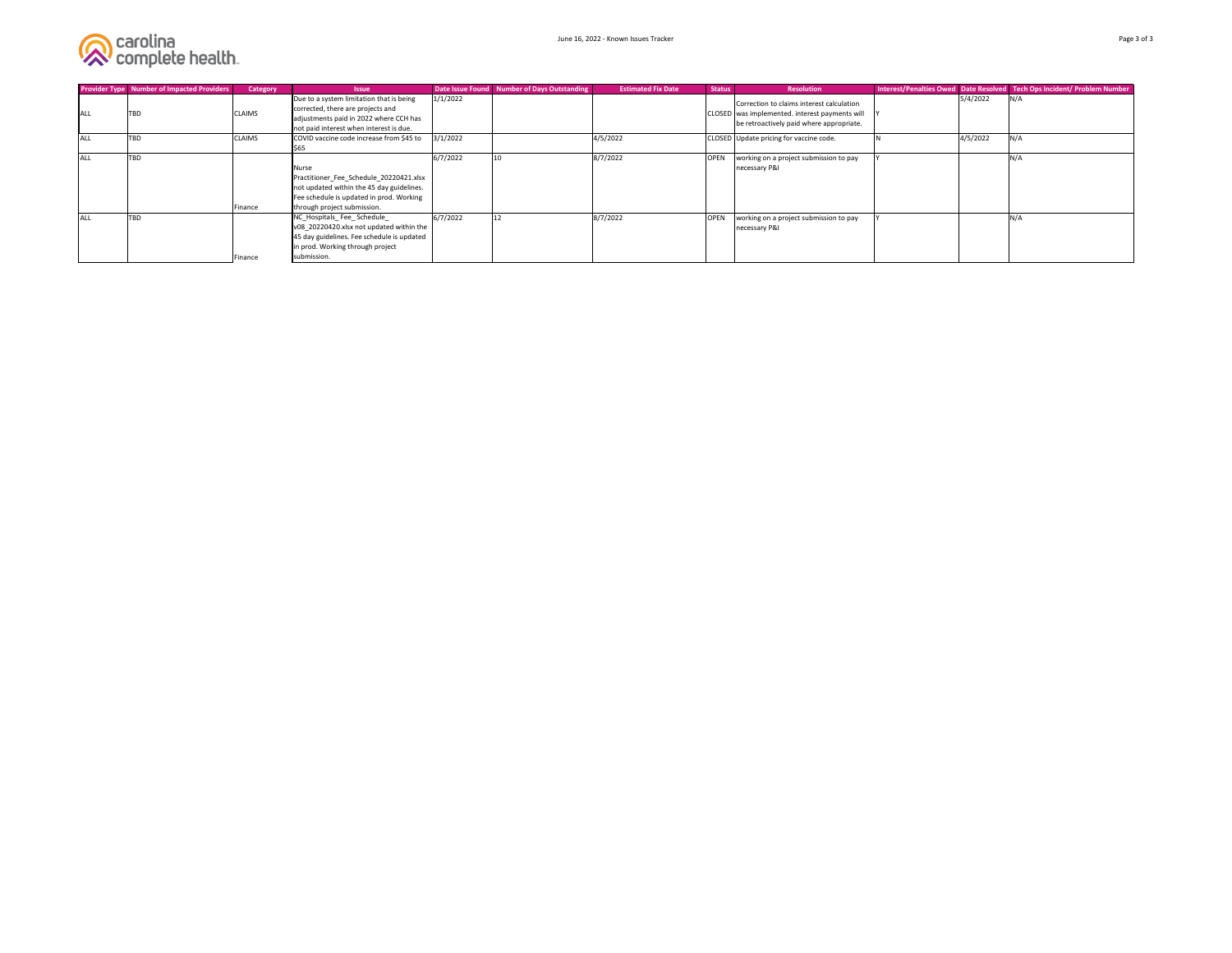| Provider Type | Number of Impacted Providers | Category | Issue | Date Issue Found | Number of Days Outstanding | Estimated Fix Date | Status | Resolution | Interest/Penalties Owed | Date Resolved | Tech Ops Incident/ Problem Number |
|---|---|---|---|---|---|---|---|---|---|---|---|
| ALL | TBD | CLAIMS | Due to a system limitation that is being corrected, there are projects and adjustments paid in 2022 where CCH has not paid interest when interest is due. | 1/1/2022 | | | CLOSED | Correction to claims interest calculation was implemented. interest payments will be retroactively paid where appropriate. | Y | 5/4/2022 | N/A |
| ALL | TBD | CLAIMS | COVID vaccine code increase from $45 to $65 | 3/1/2022 | | 4/5/2022 | CLOSED | Update pricing for vaccine code. | N | 4/5/2022 | N/A |
| ALL | TBD | Finance | Nurse Practitioner_Fee_Schedule_20220421.xlsx not updated within the 45 day guidelines. Fee schedule is updated in prod. Working through project submission. | 6/7/2022 | 10 | 8/7/2022 | OPEN | working on a project submission to pay necessary P&I | Y | | N/A |
| ALL | TBD | Finance | NC_Hospitals_ Fee_ Schedule_ v08_20220420.xlsx not updated within the 45 day guidelines. Fee schedule is updated in prod. Working through project submission. | 6/7/2022 | 12 | 8/7/2022 | OPEN | working on a project submission to pay necessary P&I | Y | | N/A |